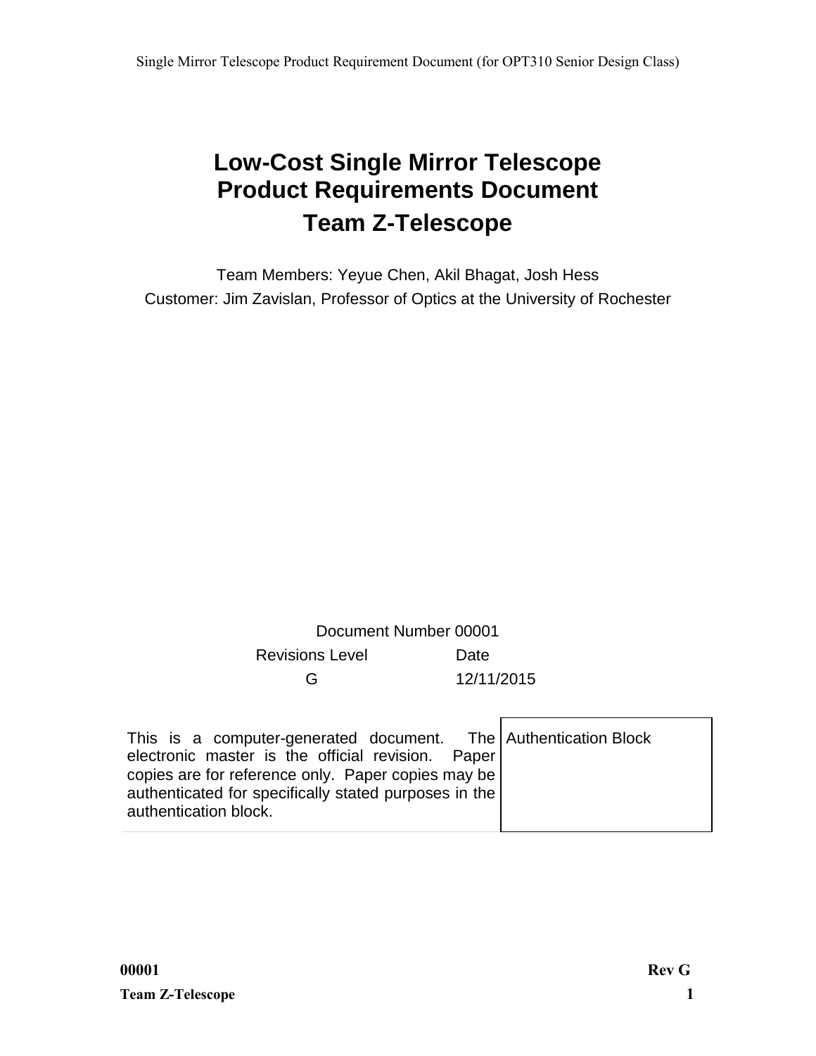# Low-Cost Single Mirror Telescope Product Requirements Document

## Team Z-Telescope

Team Members: Yeyue Chen, Akil Bhagat, Josh Hess

Customer: Jim Zavislan, Professor of Optics at the University of Rochester

Document Number 00001

| Revisions Level | Date |
| --- | --- |
| G | 12/11/2015 |

| This is a computer-generated document. The electronic master is the official revision. Paper copies are for reference only. Paper copies may be authenticated for specifically stated purposes in the authentication block. | Authentication Block |
| --- | --- |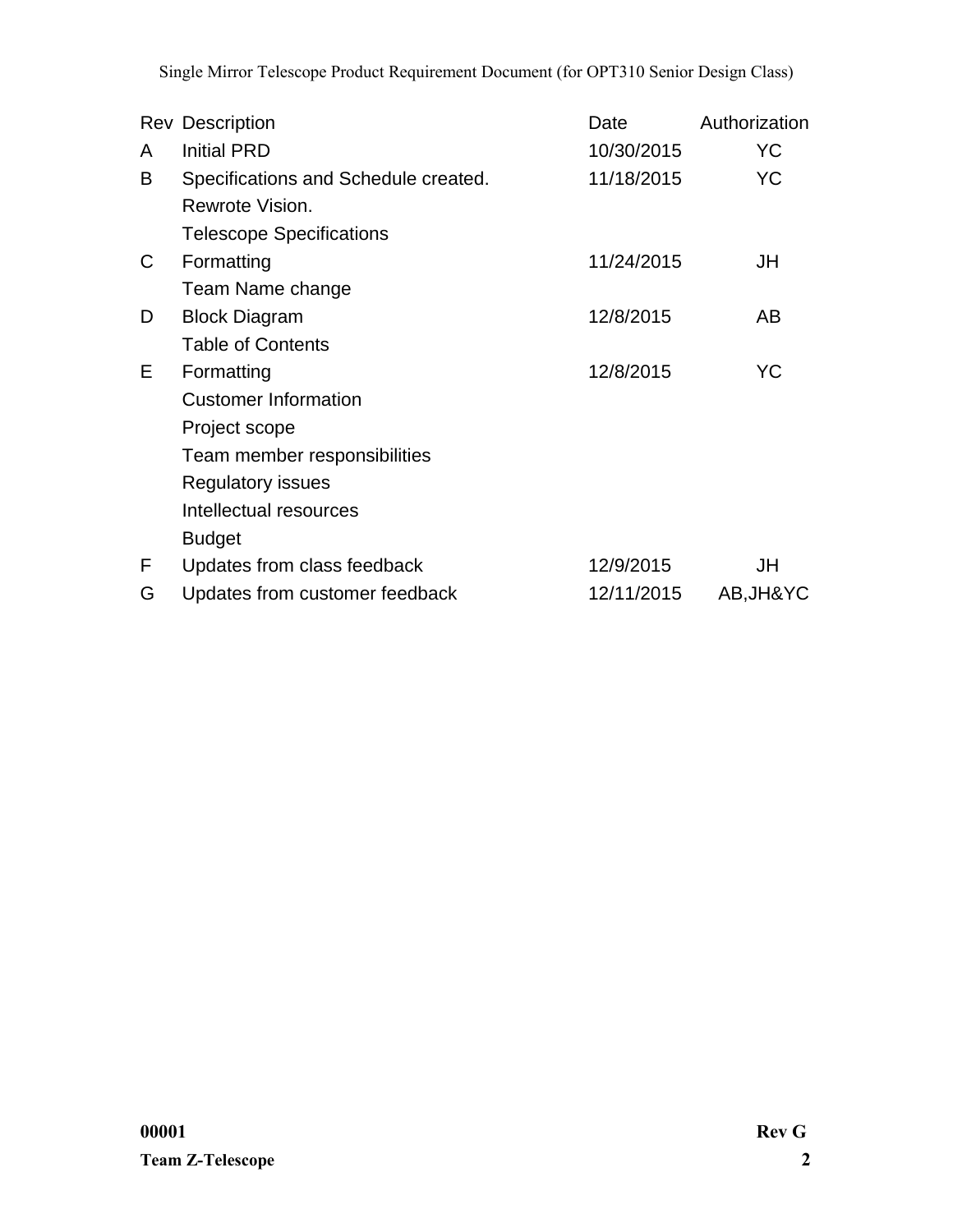| Rev | Description | Date | Authorization |
|---|---|---|---|
| A | Initial PRD | 10/30/2015 | YC |
| B | Specifications and Schedule created.<br>Rewrote Vision.<br>Telescope Specifications | 11/18/2015 | YC |
| C | Formatting<br>Team Name change | 11/24/2015 | JH |
| D | Block Diagram<br>Table of Contents | 12/8/2015 | AB |
| E | Formatting<br>Customer Information<br>Project scope<br>Team member responsibilities<br>Regulatory issues<br>Intellectual resources<br>Budget | 12/8/2015 | YC |
| F | Updates from class feedback | 12/9/2015 | JH |
| G | Updates from customer feedback | 12/11/2015 | AB,JH&YC |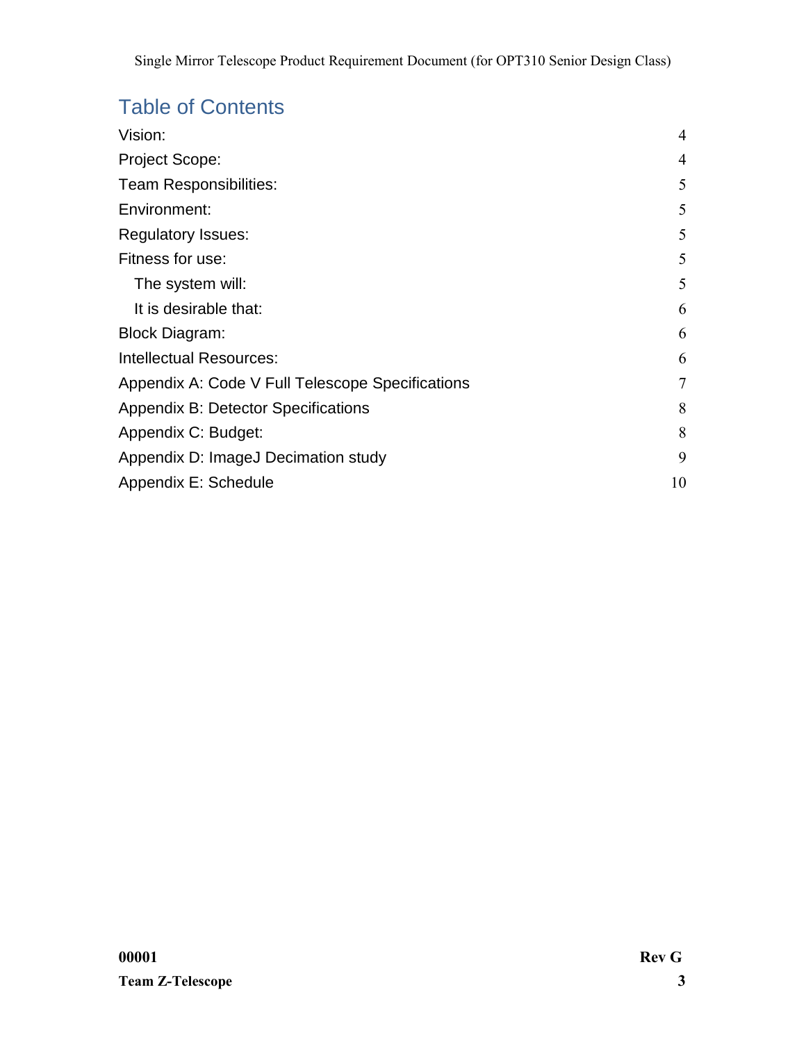# Table of Contents

| | |
|---|---|
| Vision: | 4 |
| Project Scope: | 4 |
| Team Responsibilities: | 5 |
| Environment: | 5 |
| Regulatory Issues: | 5 |
| Fitness for use: | 5 |
| The system will: | 5 |
| It is desirable that: | 6 |
| Block Diagram: | 6 |
| Intellectual Resources: | 6 |
| Appendix A: Code V Full Telescope Specifications | 7 |
| Appendix B: Detector Specifications | 8 |
| Appendix C: Budget: | 8 |
| Appendix D: ImageJ Decimation study | 9 |
| Appendix E: Schedule | 10 |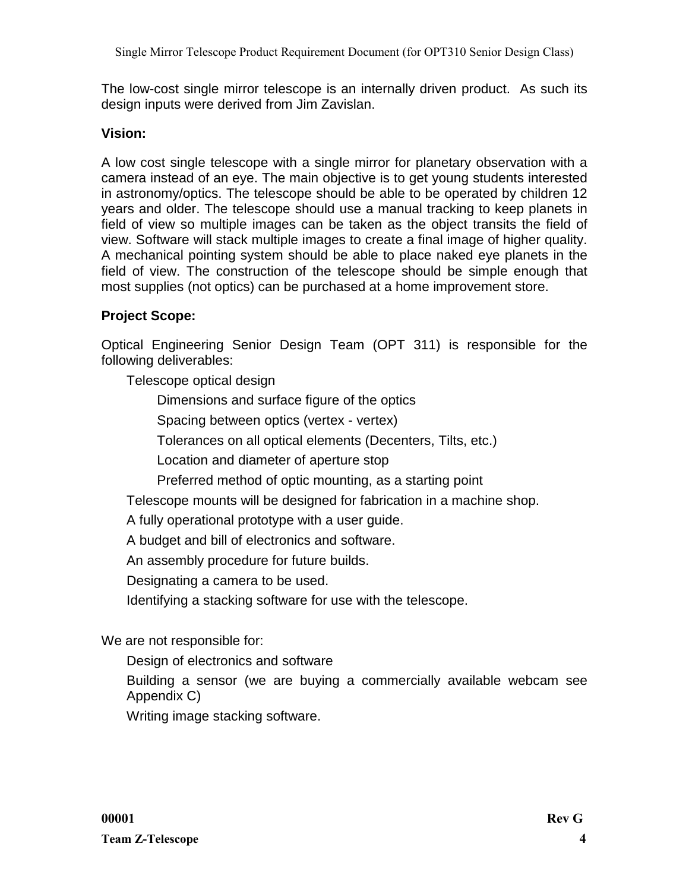The low-cost single mirror telescope is an internally driven product. As such its design inputs were derived from Jim Zavislan.

**Vision:**

A low cost single telescope with a single mirror for planetary observation with a camera instead of an eye. The main objective is to get young students interested in astronomy/optics. The telescope should be able to be operated by children 12 years and older. The telescope should use a manual tracking to keep planets in field of view so multiple images can be taken as the object transits the field of view. Software will stack multiple images to create a final image of higher quality. A mechanical pointing system should be able to place naked eye planets in the field of view. The construction of the telescope should be simple enough that most supplies (not optics) can be purchased at a home improvement store.

**Project Scope:**

Optical Engineering Senior Design Team (OPT 311) is responsible for the following deliverables:

- Telescope optical design
  - Dimensions and surface figure of the optics
  - Spacing between optics (vertex - vertex)
  - Tolerances on all optical elements (Decenters, Tilts, etc.)
  - Location and diameter of aperture stop
  - Preferred method of optic mounting, as a starting point
- Telescope mounts will be designed for fabrication in a machine shop.
- A fully operational prototype with a user guide.
- A budget and bill of electronics and software.
- An assembly procedure for future builds.
- Designating a camera to be used.
- Identifying a stacking software for use with the telescope.

We are not responsible for:

- Design of electronics and software
- Building a sensor (we are buying a commercially available webcam see Appendix C)
- Writing image stacking software.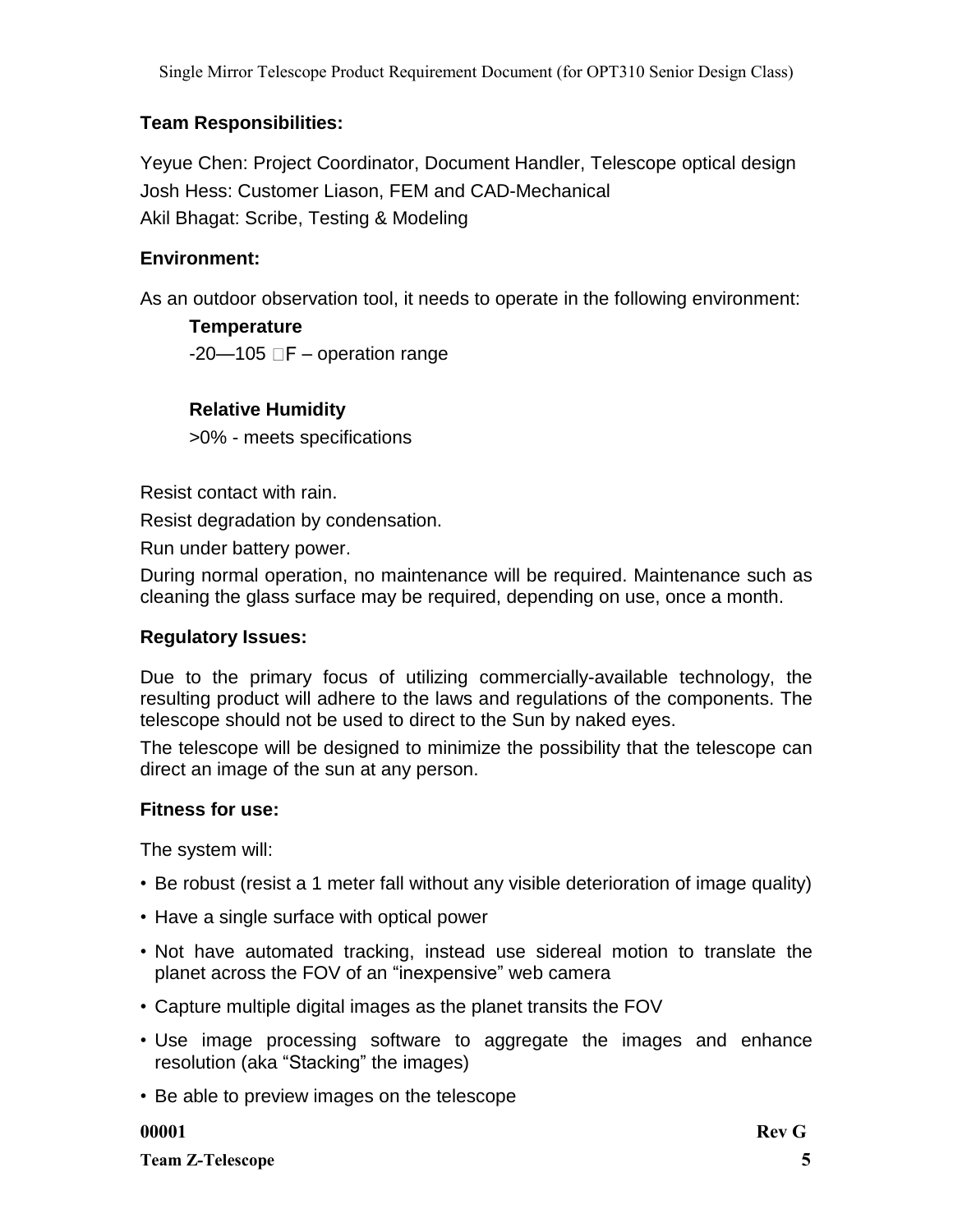**Team Responsibilities:**

Yeyue Chen: Project Coordinator, Document Handler, Telescope optical design
Josh Hess: Customer Liason, FEM and CAD-Mechanical
Akil Bhagat: Scribe, Testing & Modeling

**Environment:**

As an outdoor observation tool, it needs to operate in the following environment:

**Temperature**

-20—105 F – operation range

**Relative Humidity**

>0% - meets specifications

Resist contact with rain.

Resist degradation by condensation.

Run under battery power.

During normal operation, no maintenance will be required. Maintenance such as cleaning the glass surface may be required, depending on use, once a month.

**Regulatory Issues:**

Due to the primary focus of utilizing commercially-available technology, the resulting product will adhere to the laws and regulations of the components. The telescope should not be used to direct to the Sun by naked eyes.

The telescope will be designed to minimize the possibility that the telescope can direct an image of the sun at any person.

**Fitness for use:**

The system will:

- Be robust (resist a 1 meter fall without any visible deterioration of image quality)
- Have a single surface with optical power
- Not have automated tracking, instead use sidereal motion to translate the planet across the FOV of an "inexpensive" web camera
- Capture multiple digital images as the planet transits the FOV
- Use image processing software to aggregate the images and enhance resolution (aka "Stacking" the images)
- Be able to preview images on the telescope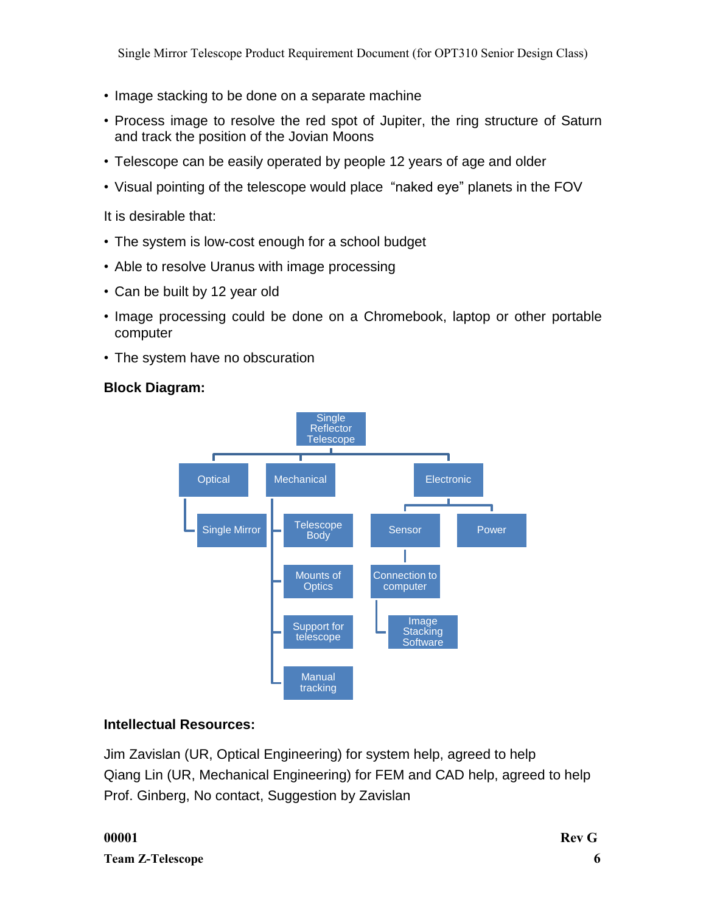- Image stacking to be done on a separate machine
- Process image to resolve the red spot of Jupiter, the ring structure of Saturn and track the position of the Jovian Moons
- Telescope can be easily operated by people 12 years of age and older
- Visual pointing of the telescope would place "naked eye" planets in the FOV

It is desirable that:

- The system is low-cost enough for a school budget
- Able to resolve Uranus with image processing
- Can be built by 12 year old
- Image processing could be done on a Chromebook, laptop or other portable computer
- The system have no obscuration

**Block Diagram:**

- Single Reflector Telescope
  - Optical
    - Single Mirror
  - Mechanical
    - Telescope Body
    - Mounts of Optics
    - Support for telescope
    - Manual tracking
  - Electronic
    - Sensor
      - Connection to computer
        - Image Stacking Software
    - Power

**Intellectual Resources:**

Jim Zavislan (UR, Optical Engineering) for system help, agreed to help
Qiang Lin (UR, Mechanical Engineering) for FEM and CAD help, agreed to help
Prof. Ginberg, No contact, Suggestion by Zavislan

**00001** **Rev G**
**Team Z-Telescope**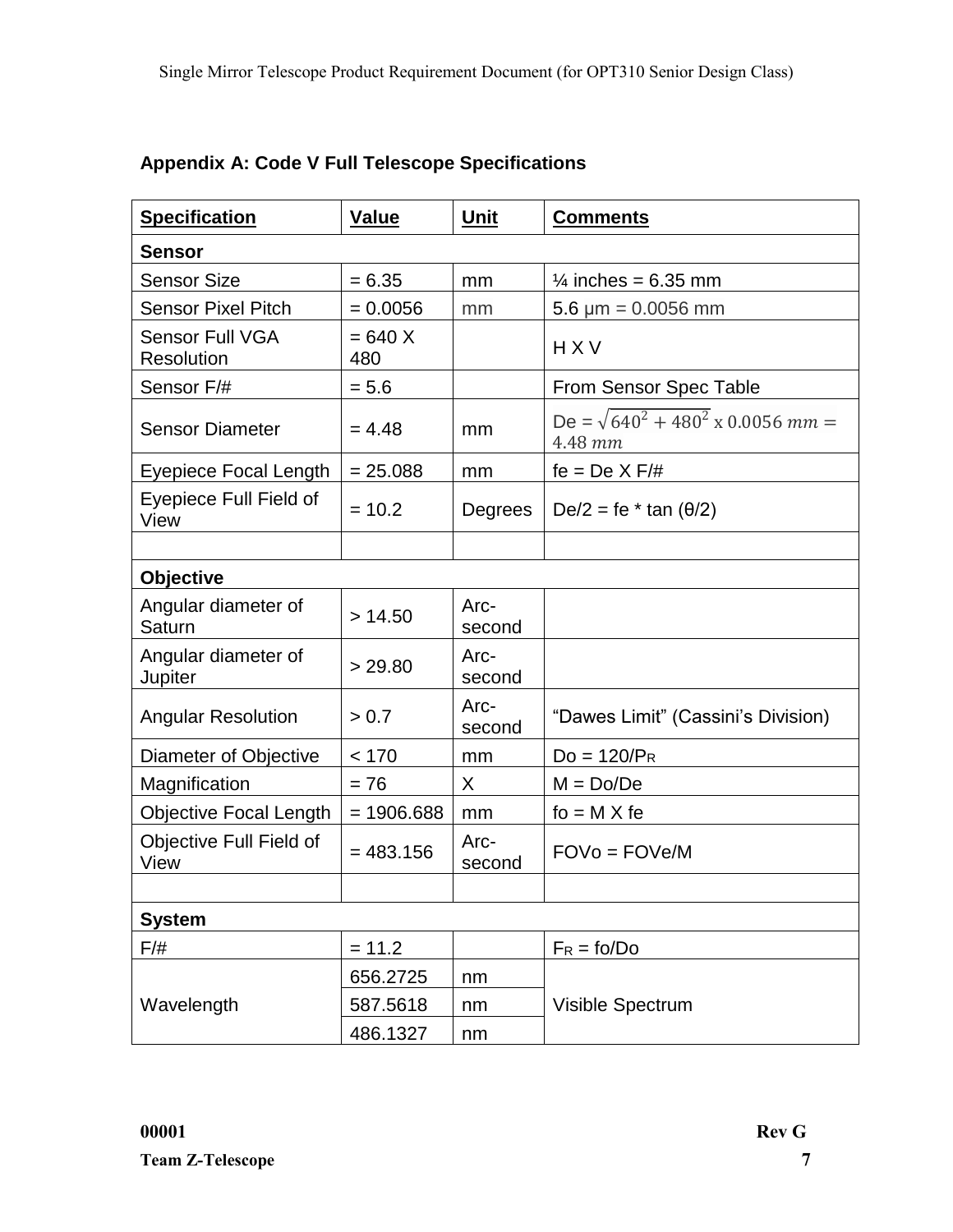## Appendix A: Code V Full Telescope Specifications

| Specification | Value | Unit | Comments |
|---|---|---|---|
| **Sensor** | | | |
| Sensor Size | = 6.35 | mm | ¼ inches = 6.35 mm |
| Sensor Pixel Pitch | = 0.0056 | mm | 5.6 µm = 0.0056 mm |
| Sensor Full VGA Resolution | = 640 X 480 | | H X V |
| Sensor F/# | = 5.6 | | From Sensor Spec Table |
| Sensor Diameter | = 4.48 | mm | De = $\sqrt{640^2 + 480^2}$ x $0.0056\ mm = 4.48\ mm$ |
| Eyepiece Focal Length | = 25.088 | mm | fe = De X F/# |
| Eyepiece Full Field of View | = 10.2 | Degrees | De/2 = fe * tan (θ/2) |
| | | | |
| **Objective** | | | |
| Angular diameter of Saturn | > 14.50 | Arc-second | |
| Angular diameter of Jupiter | > 29.80 | Arc-second | |
| Angular Resolution | > 0.7 | Arc-second | "Dawes Limit" (Cassini's Division) |
| Diameter of Objective | < 170 | mm | Do = 120/$P_R$ |
| Magnification | = 76 | X | M = Do/De |
| Objective Focal Length | = 1906.688 | mm | fo = M X fe |
| Objective Full Field of View | = 483.156 | Arc-second | FOVo = FOVe/M |
| | | | |
| **System** | | | |
| F/# | = 11.2 | | $F_R$ = fo/Do |
| Wavelength | 656.2725 | nm | Visible Spectrum |
| | 587.5618 | nm | |
| | 486.1327 | nm | |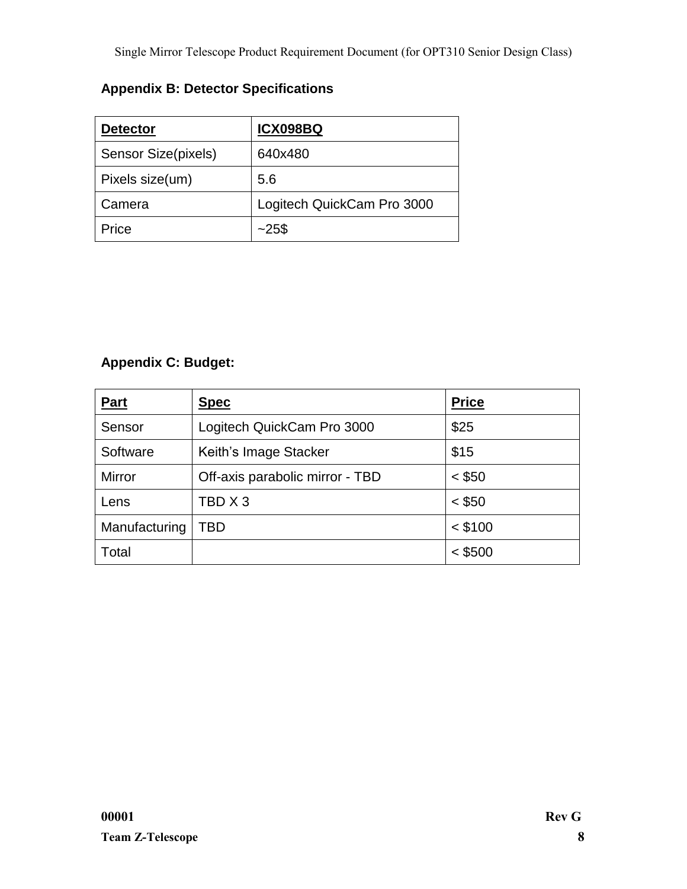## Appendix B: Detector Specifications

| **Detector** | **ICX098BQ** |
| --- | --- |
| Sensor Size(pixels) | 640x480 |
| Pixels size(um) | 5.6 |
| Camera | Logitech QuickCam Pro 3000 |
| Price | ~25$ |

## Appendix C: Budget:

| **Part** | **Spec** | **Price** |
| --- | --- | --- |
| Sensor | Logitech QuickCam Pro 3000 | $25 |
| Software | Keith's Image Stacker | $15 |
| Mirror | Off-axis parabolic mirror - TBD | < $50 |
| Lens | TBD X 3 | < $50 |
| Manufacturing | TBD | < $100 |
| Total | | < $500 |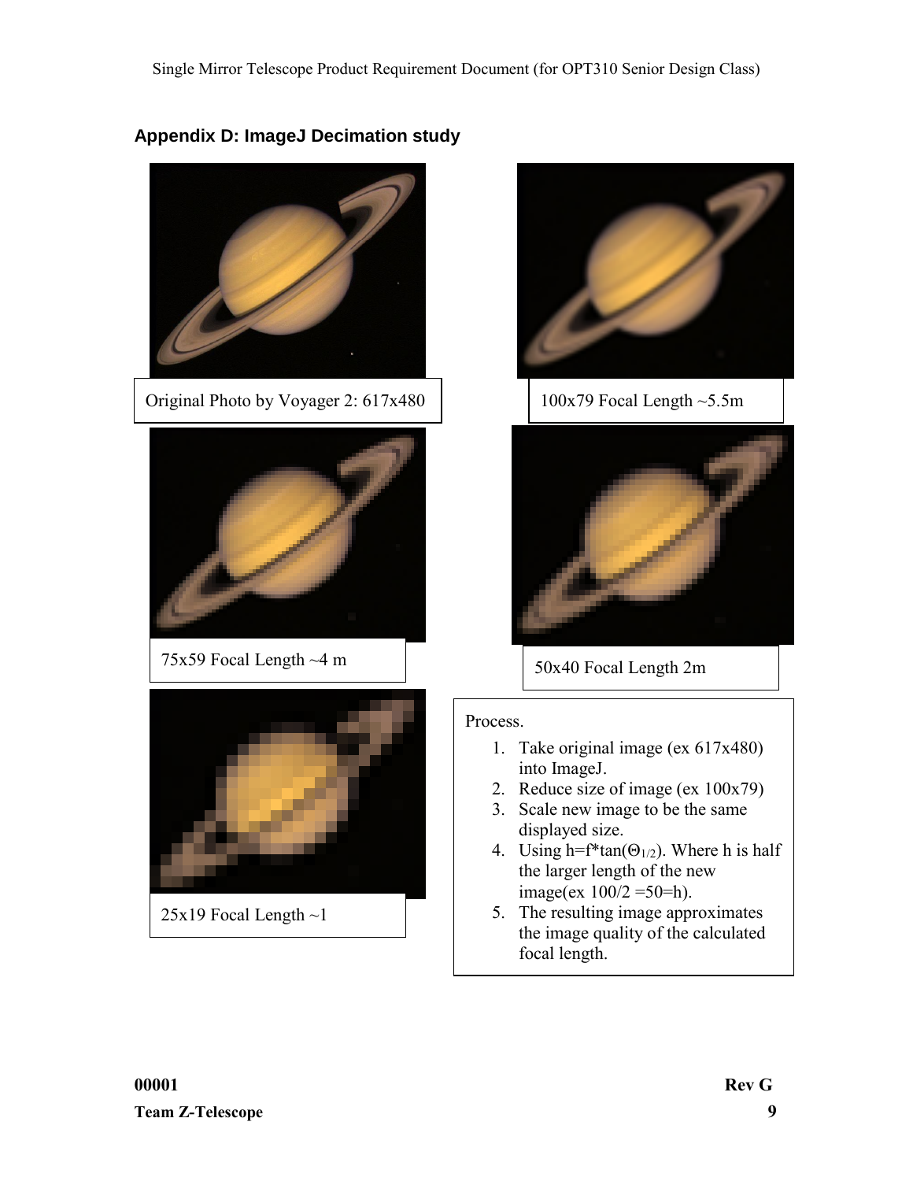## Appendix D: ImageJ Decimation study

Original Photo by Voyager 2: 617x480

100x79 Focal Length ~5.5m

75x59 Focal Length ~4 m

50x40 Focal Length 2m

25x19 Focal Length ~1

Process.

1. Take original image (ex 617x480) into ImageJ.
2. Reduce size of image (ex 100x79)
3. Scale new image to be the same displayed size.
4. Using $h=f^*\tan(\Theta_{1/2})$. Where h is half the larger length of the new image(ex 100/2 =50=h).
5. The resulting image approximates the image quality of the calculated focal length.

**00001**

**Team Z-Telescope**

**Rev G**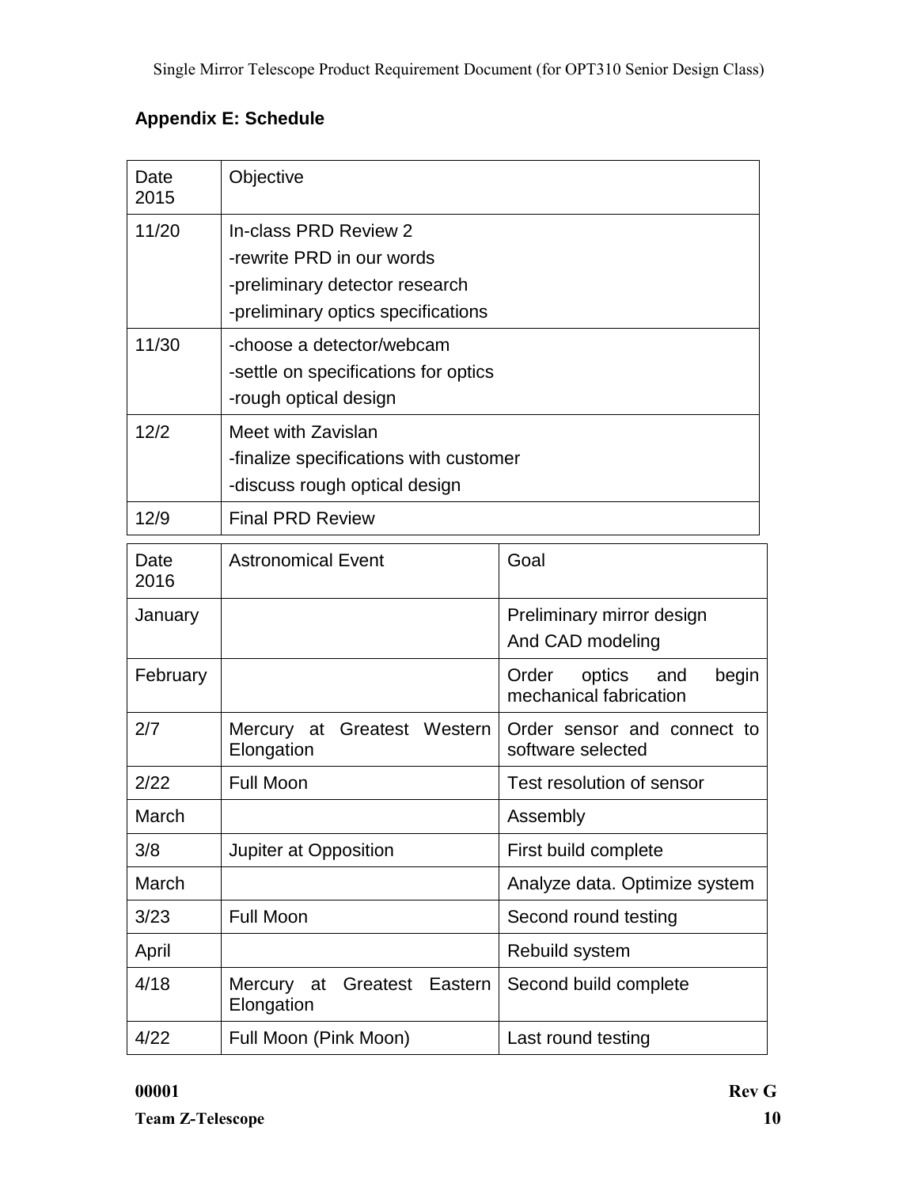## Appendix E: Schedule

| Date 2015 | Objective |
|---|---|
| 11/20 | In-class PRD Review 2<br>-rewrite PRD in our words<br>-preliminary detector research<br>-preliminary optics specifications |
| 11/30 | -choose a detector/webcam<br>-settle on specifications for optics<br>-rough optical design |
| 12/2 | Meet with Zavislan<br>-finalize specifications with customer<br>-discuss rough optical design |
| 12/9 | Final PRD Review |

| Date 2016 | Astronomical Event | Goal |
|---|---|---|
| January | | Preliminary mirror design<br>And CAD modeling |
| February | | Order optics and begin mechanical fabrication |
| 2/7 | Mercury at Greatest Western Elongation | Order sensor and connect to software selected |
| 2/22 | Full Moon | Test resolution of sensor |
| March | | Assembly |
| 3/8 | Jupiter at Opposition | First build complete |
| March | | Analyze data. Optimize system |
| 3/23 | Full Moon | Second round testing |
| April | | Rebuild system |
| 4/18 | Mercury at Greatest Eastern Elongation | Second build complete |
| 4/22 | Full Moon (Pink Moon) | Last round testing |